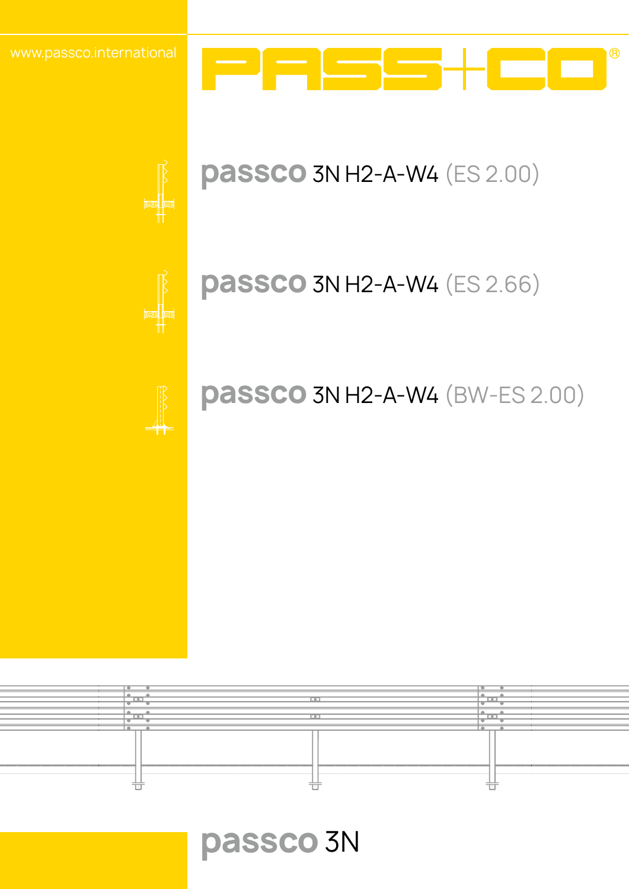www.passco.international

# PASS+CO®

## passco 3N H2-A-W4 (ES 2.00)

## passco 3N H2-A-W4 (ES 2.66)

## passco 3N H2-A-W4 (BW-ES 2.00)

# passco 3N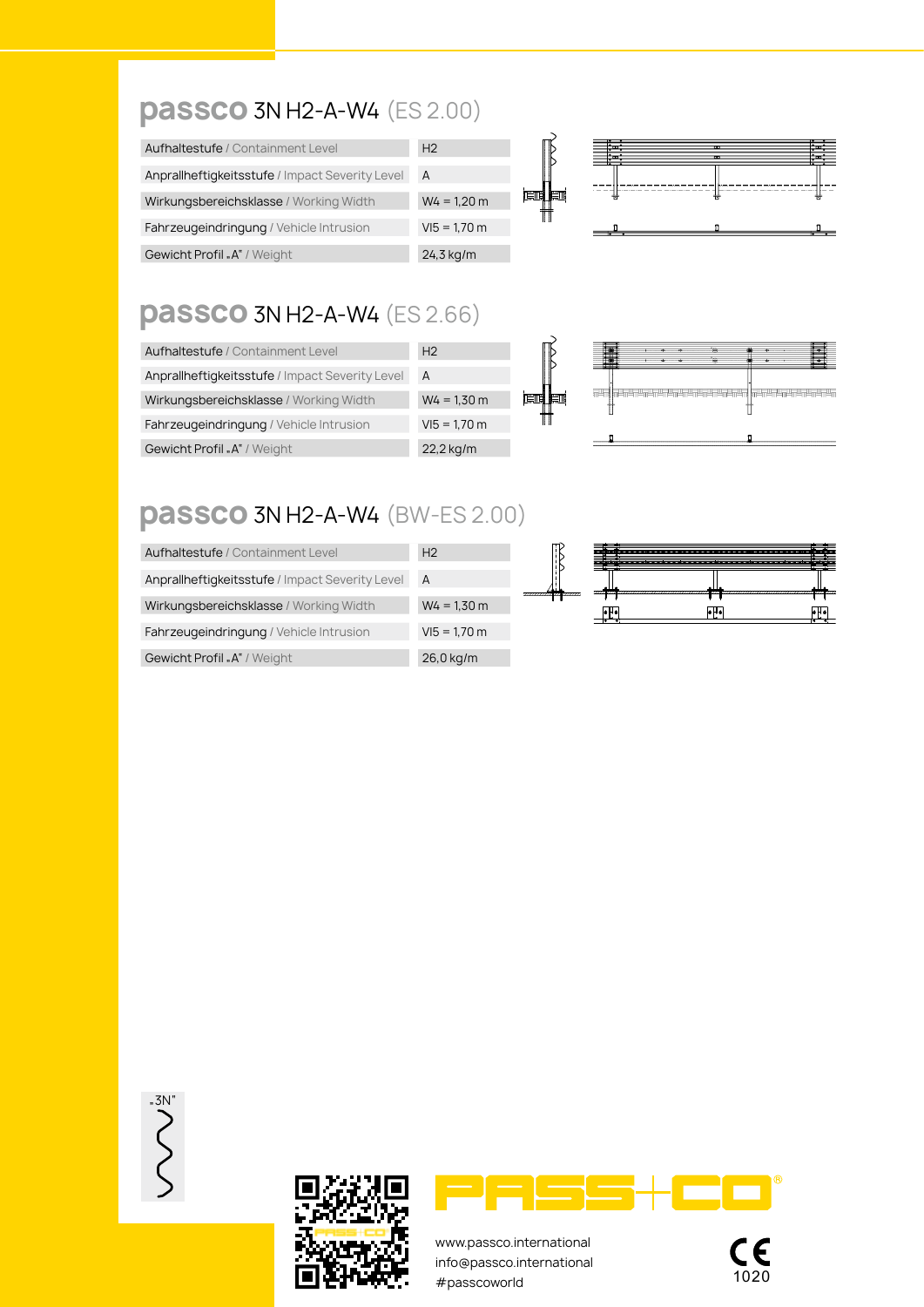## passco 3N H2-A-W4 (ES 2.00)

| Aufhaltestufe / Containment Level | H2 |
|---|---|
| Anprallheftigkeitsstufe / Impact Severity Level | A |
| Wirkungsbereichsklasse / Working Width | W4 = 1,20 m |
| Fahrzeugeindringung / Vehicle Intrusion | VI5 = 1,70 m |
| Gewicht Profil „A" / Weight | 24,3 kg/m |

## passco 3N H2-A-W4 (ES 2.66)

| Aufhaltestufe / Containment Level | H2 |
|---|---|
| Anprallheftigkeitsstufe / Impact Severity Level | A |
| Wirkungsbereichsklasse / Working Width | W4 = 1,30 m |
| Fahrzeugeindringung / Vehicle Intrusion | VI5 = 1,70 m |
| Gewicht Profil „A" / Weight | 22,2 kg/m |

## passco 3N H2-A-W4 (BW-ES 2.00)

| Aufhaltestufe / Containment Level | H2 |
|---|---|
| Anprallheftigkeitsstufe / Impact Severity Level | A |
| Wirkungsbereichsklasse / Working Width | W4 = 1,30 m |
| Fahrzeugeindringung / Vehicle Intrusion | VI5 = 1,70 m |
| Gewicht Profil „A" / Weight | 26,0 kg/m |

„3N"

PASS+CO®

www.passco.international
info@passco.international
#passcoworld

CE 1020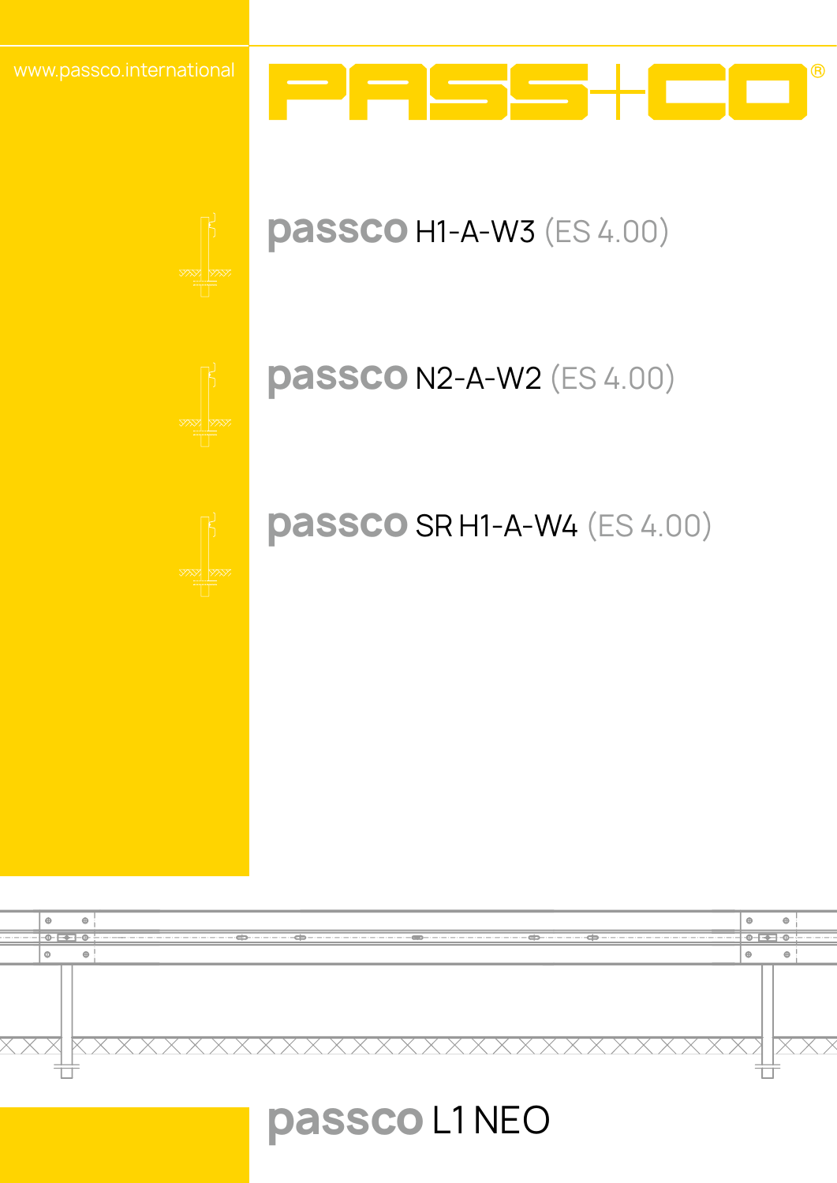www.passco.international

# PASS+CO®

## passco H1-A-W3 (ES 4.00)

## passco N2-A-W2 (ES 4.00)

## passco SR H1-A-W4 (ES 4.00)

# passco L1 NEO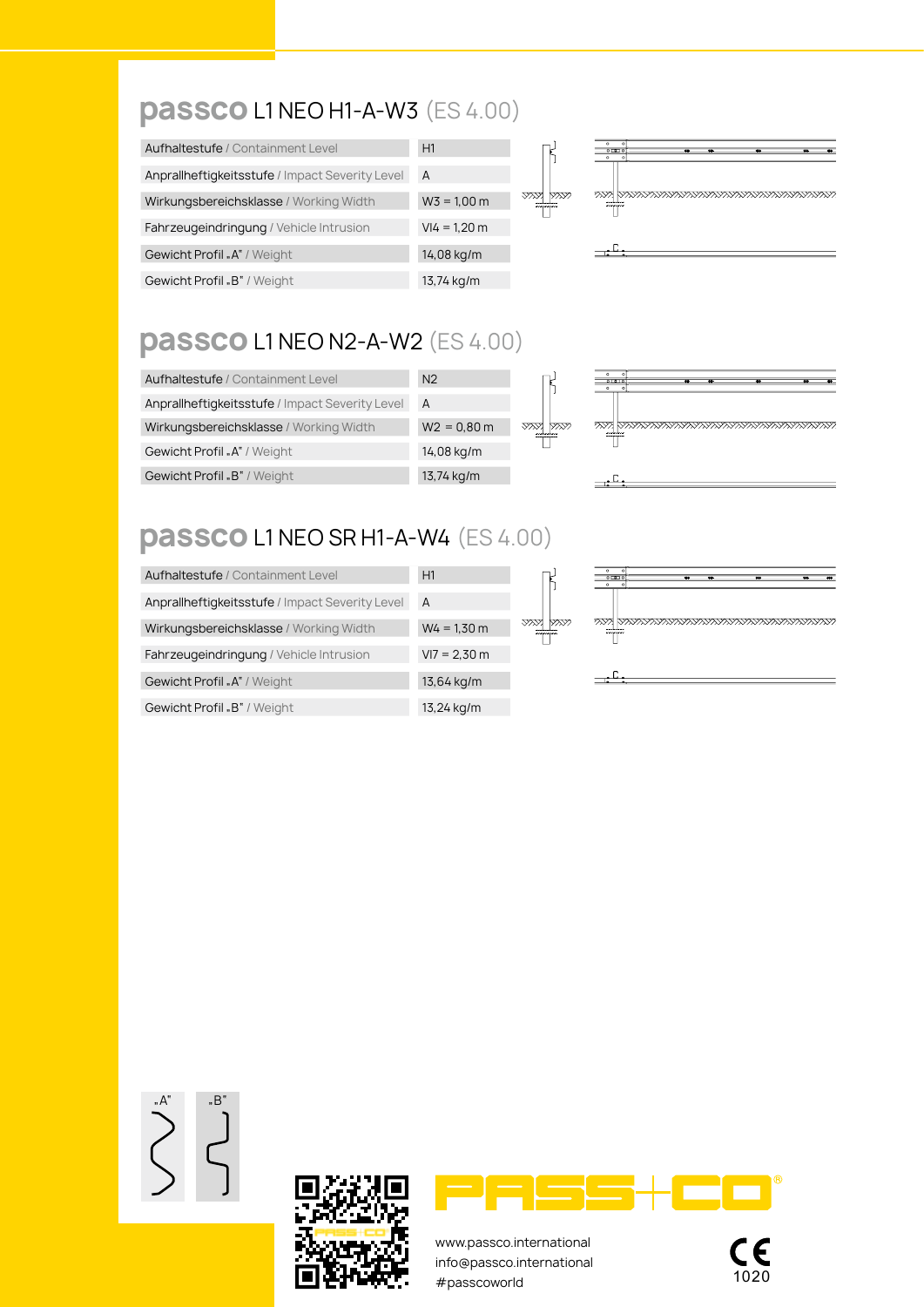## passco L1 NEO H1-A-W3 (ES 4.00)

| | |
|---|---|
| Aufhaltestufe / Containment Level | H1 |
| Anprallheftigkeitsstufe / Impact Severity Level | A |
| Wirkungsbereichsklasse / Working Width | W3 = 1,00 m |
| Fahrzeugeindringung / Vehicle Intrusion | VI4 = 1,20 m |
| Gewicht Profil „A" / Weight | 14,08 kg/m |
| Gewicht Profil „B" / Weight | 13,74 kg/m |

## passco L1 NEO N2-A-W2 (ES 4.00)

| | |
|---|---|
| Aufhaltestufe / Containment Level | N2 |
| Anprallheftigkeitsstufe / Impact Severity Level | A |
| Wirkungsbereichsklasse / Working Width | W2 = 0,80 m |
| Gewicht Profil „A" / Weight | 14,08 kg/m |
| Gewicht Profil „B" / Weight | 13,74 kg/m |

## passco L1 NEO SR H1-A-W4 (ES 4.00)

| | |
|---|---|
| Aufhaltestufe / Containment Level | H1 |
| Anprallheftigkeitsstufe / Impact Severity Level | A |
| Wirkungsbereichsklasse / Working Width | W4 = 1,30 m |
| Fahrzeugeindringung / Vehicle Intrusion | VI7 = 2,30 m |
| Gewicht Profil „A" / Weight | 13,64 kg/m |
| Gewicht Profil „B" / Weight | 13,24 kg/m |

„A" „B"

PASS+CO®

www.passco.international
info@passco.international
#passcoworld

CE 1020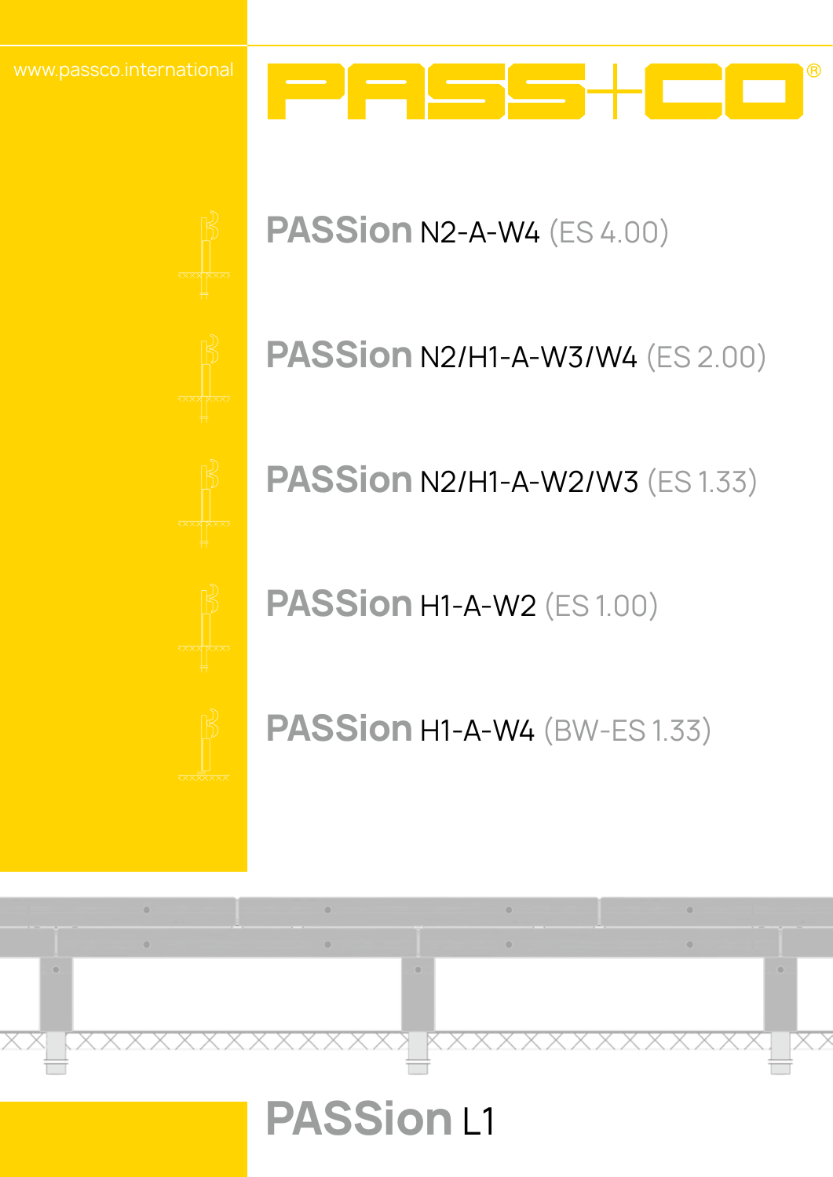www.passco.international

PASS+CO®

**PASSion** N2-A-W4 (ES 4.00)

**PASSion** N2/H1-A-W3/W4 (ES 2.00)

**PASSion** N2/H1-A-W2/W3 (ES 1.33)

**PASSion** H1-A-W2 (ES 1.00)

**PASSion** H1-A-W4 (BW-ES 1.33)

# PASSion L1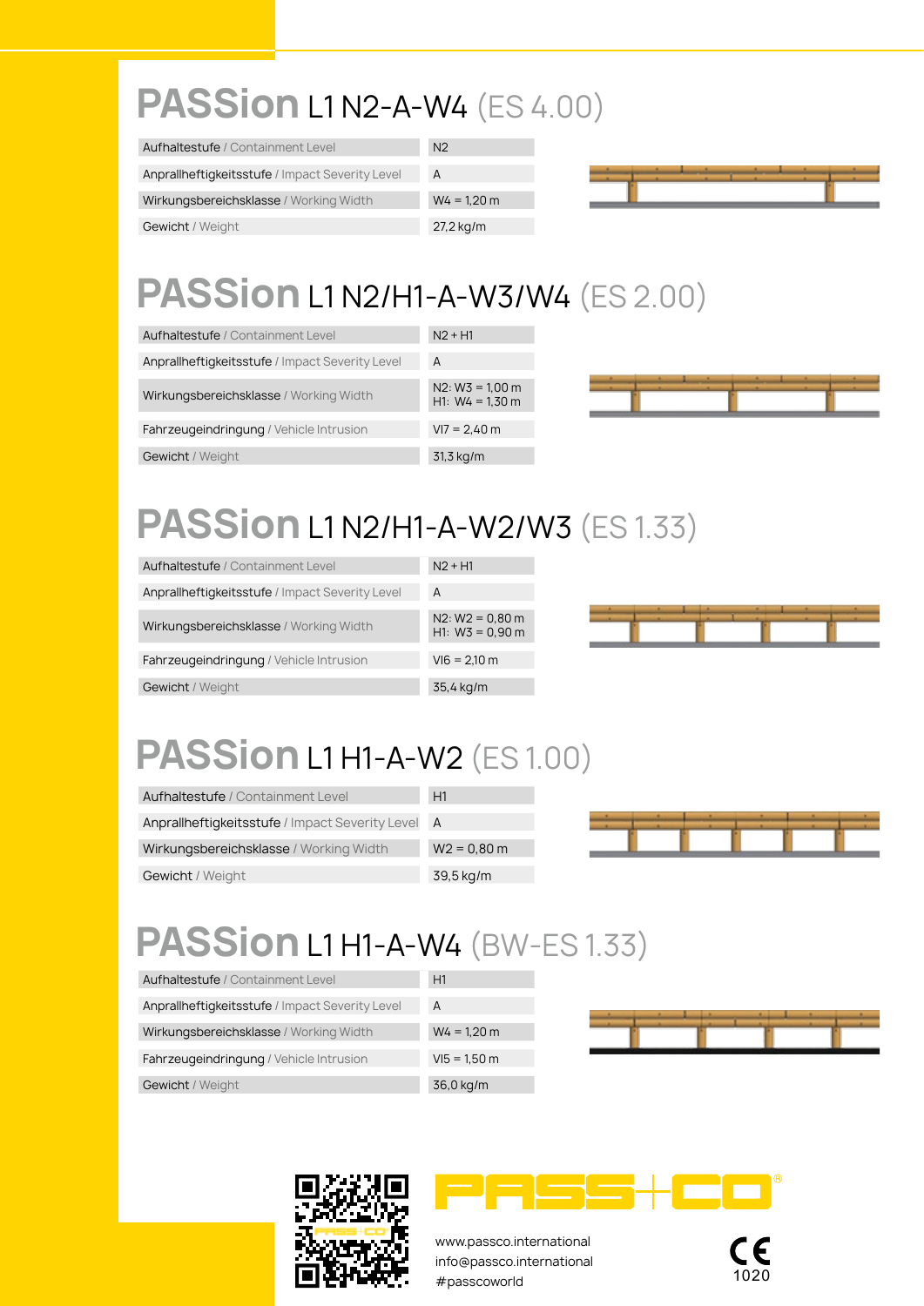## PASSion L1 N2-A-W4 (ES 4.00)

| | |
|---|---|
| Aufhaltestufe / Containment Level | N2 |
| Anprallheftigkeitsstufe / Impact Severity Level | A |
| Wirkungsbereichsklasse / Working Width | W4 = 1,20 m |
| Gewicht / Weight | 27,2 kg/m |

## PASSion L1 N2/H1-A-W3/W4 (ES 2.00)

| | |
|---|---|
| Aufhaltestufe / Containment Level | N2 + H1 |
| Anprallheftigkeitsstufe / Impact Severity Level | A |
| Wirkungsbereichsklasse / Working Width | N2: W3 = 1,00 m<br>H1: W4 = 1,30 m |
| Fahrzeugeindringung / Vehicle Intrusion | VI7 = 2,40 m |
| Gewicht / Weight | 31,3 kg/m |

## PASSion L1 N2/H1-A-W2/W3 (ES 1.33)

| | |
|---|---|
| Aufhaltestufe / Containment Level | N2 + H1 |
| Anprallheftigkeitsstufe / Impact Severity Level | A |
| Wirkungsbereichsklasse / Working Width | N2: W2 = 0,80 m<br>H1: W3 = 0,90 m |
| Fahrzeugeindringung / Vehicle Intrusion | VI6 = 2,10 m |
| Gewicht / Weight | 35,4 kg/m |

## PASSion L1 H1-A-W2 (ES 1.00)

| | |
|---|---|
| Aufhaltestufe / Containment Level | H1 |
| Anprallheftigkeitsstufe / Impact Severity Level | A |
| Wirkungsbereichsklasse / Working Width | W2 = 0,80 m |
| Gewicht / Weight | 39,5 kg/m |

## PASSion L1 H1-A-W4 (BW-ES 1.33)

| | |
|---|---|
| Aufhaltestufe / Containment Level | H1 |
| Anprallheftigkeitsstufe / Impact Severity Level | A |
| Wirkungsbereichsklasse / Working Width | W4 = 1,20 m |
| Fahrzeugeindringung / Vehicle Intrusion | VI5 = 1,50 m |
| Gewicht / Weight | 36,0 kg/m |

PASS+CO®

www.passco.international
info@passco.international
#passcoworld

CE 1020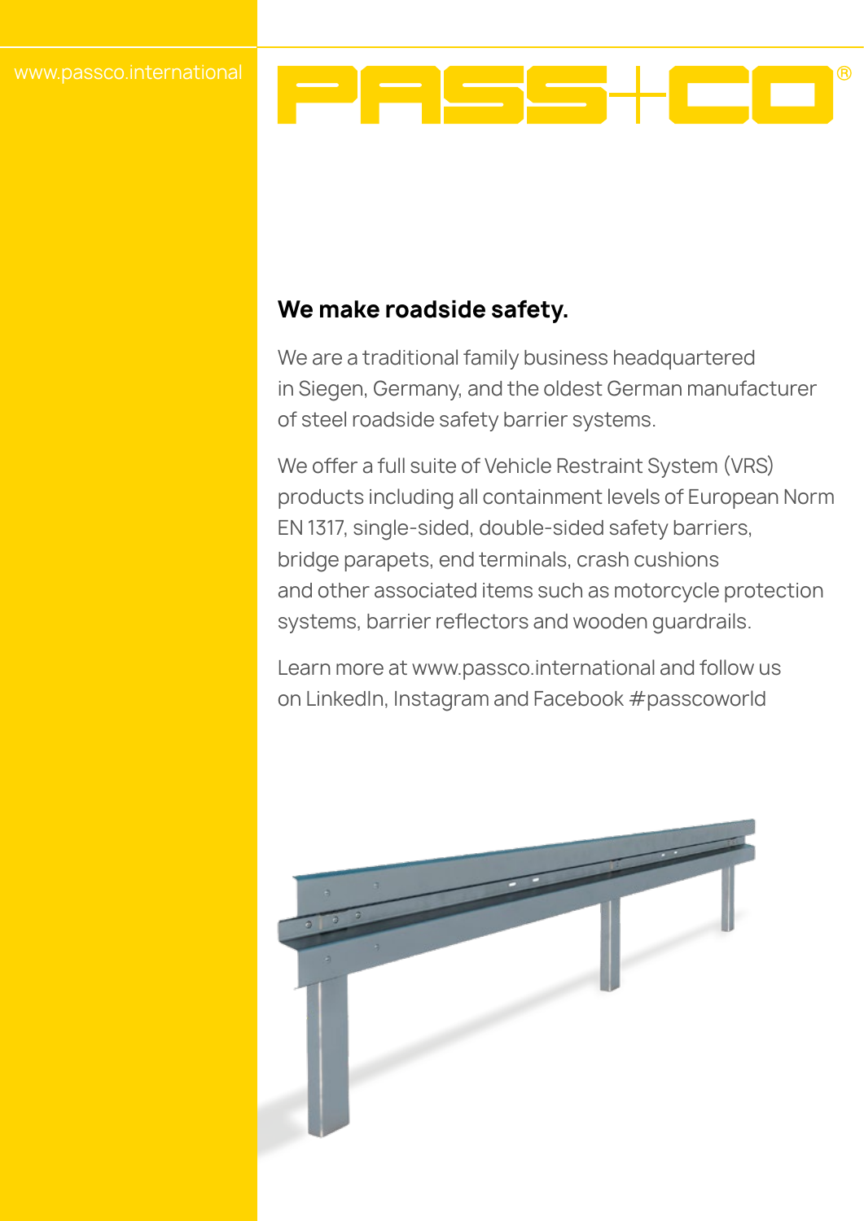www.passco.international

PASS+CO®

## We make roadside safety.

We are a traditional family business headquartered in Siegen, Germany, and the oldest German manufacturer of steel roadside safety barrier systems.

We offer a full suite of Vehicle Restraint System (VRS) products including all containment levels of European Norm EN 1317, single-sided, double-sided safety barriers, bridge parapets, end terminals, crash cushions and other associated items such as motorcycle protection systems, barrier reflectors and wooden guardrails.

Learn more at www.passco.international and follow us on LinkedIn, Instagram and Facebook #passcoworld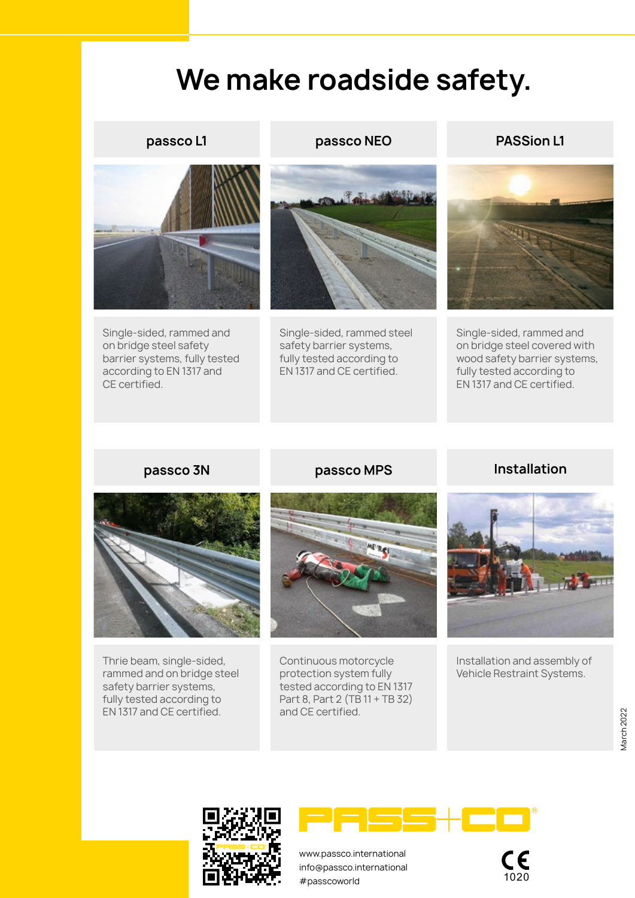# We make roadside safety.

## passco L1

Single-sided, rammed and on bridge steel safety barrier systems, fully tested according to EN 1317 and CE certified.

## passco NEO

Single-sided, rammed steel safety barrier systems, fully tested according to EN 1317 and CE certified.

## PASSion L1

Single-sided, rammed and on bridge steel covered with wood safety barrier systems, fully tested according to EN 1317 and CE certified.

## passco 3N

Thrie beam, single-sided, rammed and on bridge steel safety barrier systems, fully tested according to EN 1317 and CE certified.

## passco MPS

Continuous motorcycle protection system fully tested according to EN 1317 Part 8, Part 2 (TB 11 + TB 32) and CE certified.

## Installation

Installation and assembly of Vehicle Restraint Systems.

March 2022

PASS+CO®

www.passco.international
info@passco.international
#passcoworld

CE
1020